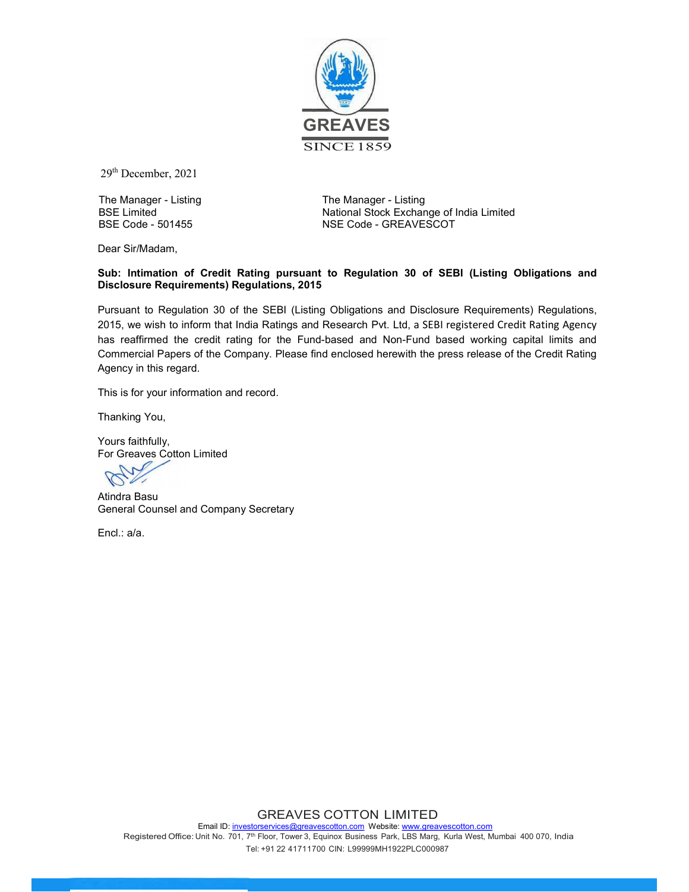GREAVES

SINCE 1859

29th December, 2021

The Manager - Listing
BSE Limited
BSE Code - 501455

The Manager - Listing
National Stock Exchange of India Limited
NSE Code - GREAVESCOT

Dear Sir/Madam,

**Sub: Intimation of Credit Rating pursuant to Regulation 30 of SEBI (Listing Obligations and Disclosure Requirements) Regulations, 2015**

Pursuant to Regulation 30 of the SEBI (Listing Obligations and Disclosure Requirements) Regulations, 2015, we wish to inform that India Ratings and Research Pvt. Ltd, a SEBI registered Credit Rating Agency has reaffirmed the credit rating for the Fund-based and Non-Fund based working capital limits and Commercial Papers of the Company. Please find enclosed herewith the press release of the Credit Rating Agency in this regard.

This is for your information and record.

Thanking You,

Yours faithfully,
For Greaves Cotton Limited

Atindra Basu
General Counsel and Company Secretary

Encl.: a/a.

GREAVES COTTON LIMITED
Email ID: investorservices@greavescotton.com Website: www.greavescotton.com
Registered Office: Unit No. 701, 7th Floor, Tower 3, Equinox Business Park, LBS Marg, Kurla West, Mumbai 400 070, India
Tel: +91 22 41711700 CIN: L99999MH1922PLC000987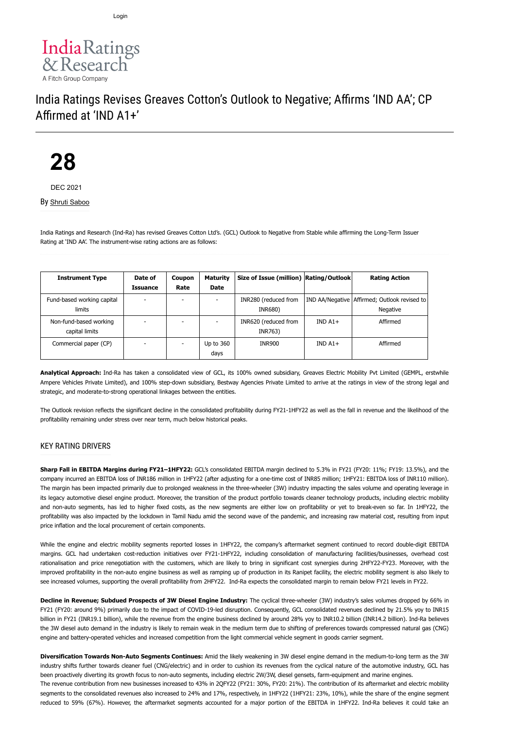Login

IndiaRatings & Research
A Fitch Group Company

# India Ratings Revises Greaves Cotton's Outlook to Negative; Affirms 'IND AA'; CP Affirmed at 'IND A1+'

**28**

DEC 2021

By Shruti Saboo

India Ratings and Research (Ind-Ra) has revised Greaves Cotton Ltd's. (GCL) Outlook to Negative from Stable while affirming the Long-Term Issuer Rating at 'IND AA'. The instrument-wise rating actions are as follows:

| Instrument Type | Date of Issuance | Coupon Rate | Maturity Date | Size of Issue (million) | Rating/Outlook | Rating Action |
|---|---|---|---|---|---|---|
| Fund-based working capital limits | - | - | - | INR280 (reduced from INR680) | IND AA/Negative | Affirmed; Outlook revised to Negative |
| Non-fund-based working capital limits | - | - | - | INR620 (reduced from INR763) | IND A1+ | Affirmed |
| Commercial paper (CP) | - | - | Up to 360 days | INR900 | IND A1+ | Affirmed |

**Analytical Approach:** Ind-Ra has taken a consolidated view of GCL, its 100% owned subsidiary, Greaves Electric Mobility Pvt Limited (GEMPL, erstwhile Ampere Vehicles Private Limited), and 100% step-down subsidiary, Bestway Agencies Private Limited to arrive at the ratings in view of the strong legal and strategic, and moderate-to-strong operational linkages between the entities.

The Outlook revision reflects the significant decline in the consolidated profitability during FY21-1HFY22 as well as the fall in revenue and the likelihood of the profitability remaining under stress over near term, much below historical peaks.

## KEY RATING DRIVERS

**Sharp Fall in EBITDA Margins during FY21–1HFY22:** GCL's consolidated EBITDA margin declined to 5.3% in FY21 (FY20: 11%; FY19: 13.5%), and the company incurred an EBITDA loss of INR186 million in 1HFY22 (after adjusting for a one-time cost of INR85 million; 1HFY21: EBITDA loss of INR110 million). The margin has been impacted primarily due to prolonged weakness in the three-wheeler (3W) industry impacting the sales volume and operating leverage in its legacy automotive diesel engine product. Moreover, the transition of the product portfolio towards cleaner technology products, including electric mobility and non-auto segments, has led to higher fixed costs, as the new segments are either low on profitability or yet to break-even so far. In 1HFY22, the profitability was also impacted by the lockdown in Tamil Nadu amid the second wave of the pandemic, and increasing raw material cost, resulting from input price inflation and the local procurement of certain components.

While the engine and electric mobility segments reported losses in 1HFY22, the company's aftermarket segment continued to record double-digit EBITDA margins. GCL had undertaken cost-reduction initiatives over FY21-1HFY22, including consolidation of manufacturing facilities/businesses, overhead cost rationalisation and price renegotiation with the customers, which are likely to bring in significant cost synergies during 2HFY22-FY23. Moreover, with the improved profitability in the non-auto engine business as well as ramping up of production in its Ranipet facility, the electric mobility segment is also likely to see increased volumes, supporting the overall profitability from 2HFY22. Ind-Ra expects the consolidated margin to remain below FY21 levels in FY22.

**Decline in Revenue; Subdued Prospects of 3W Diesel Engine Industry:** The cyclical three-wheeler (3W) industry's sales volumes dropped by 66% in FY21 (FY20: around 9%) primarily due to the impact of COVID-19-led disruption. Consequently, GCL consolidated revenues declined by 21.5% yoy to INR15 billion in FY21 (INR19.1 billion), while the revenue from the engine business declined by around 28% yoy to INR10.2 billion (INR14.2 billion). Ind-Ra believes the 3W diesel auto demand in the industry is likely to remain weak in the medium term due to shifting of preferences towards compressed natural gas (CNG) engine and battery-operated vehicles and increased competition from the light commercial vehicle segment in goods carrier segment.

**Diversification Towards Non-Auto Segments Continues:** Amid the likely weakening in 3W diesel engine demand in the medium-to-long term as the 3W industry shifts further towards cleaner fuel (CNG/electric) and in order to cushion its revenues from the cyclical nature of the automotive industry, GCL has been proactively diverting its growth focus to non-auto segments, including electric 2W/3W, diesel gensets, farm-equipment and marine engines.
The revenue contribution from new businesses increased to 43% in 2QFY22 (FY21: 30%, FY20: 21%). The contribution of its aftermarket and electric mobility segments to the consolidated revenues also increased to 24% and 17%, respectively, in 1HFY22 (1HFY21: 23%, 10%), while the share of the engine segment reduced to 59% (67%). However, the aftermarket segments accounted for a major portion of the EBITDA in 1HFY22. Ind-Ra believes it could take an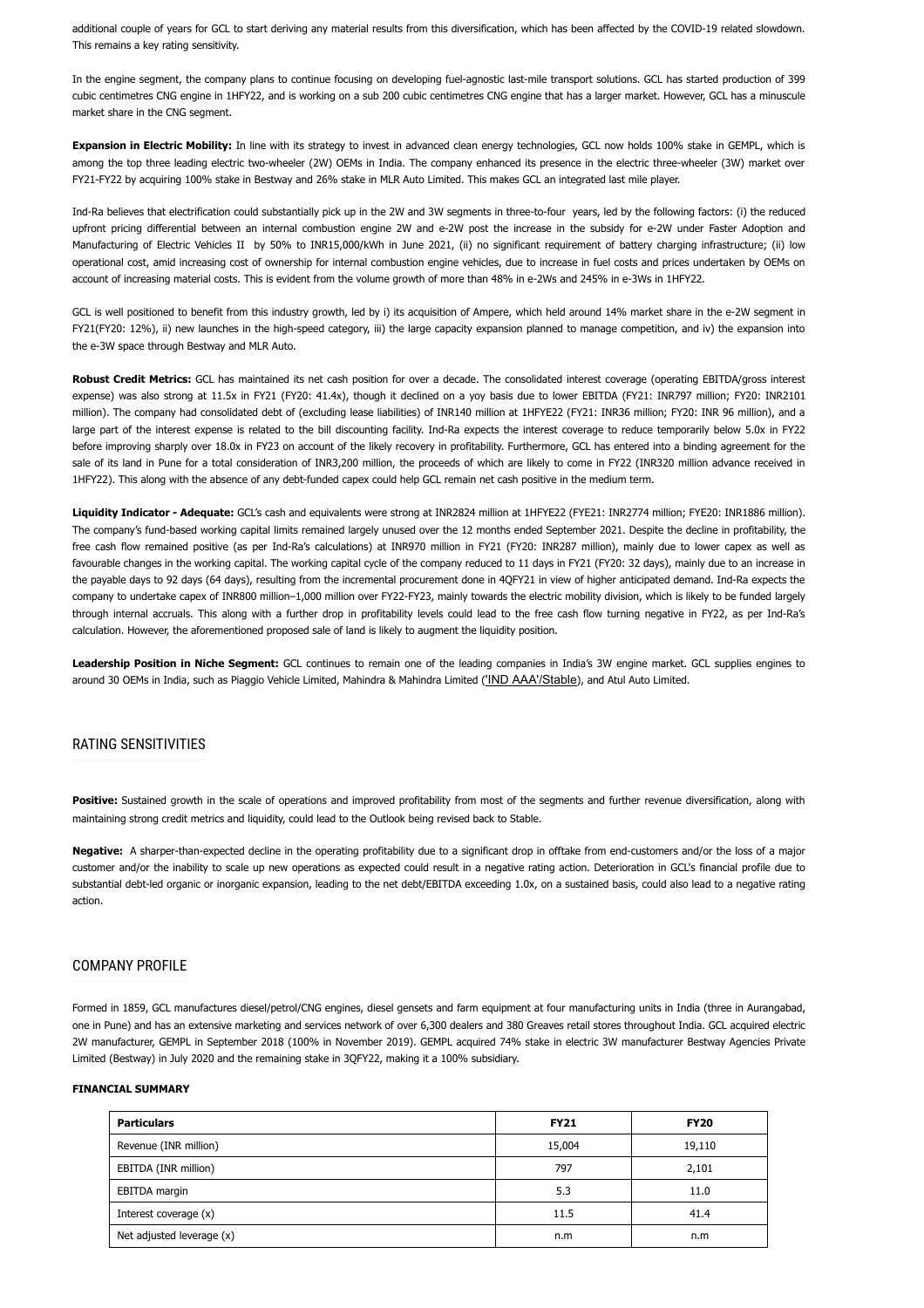additional couple of years for GCL to start deriving any material results from this diversification, which has been affected by the COVID-19 related slowdown. This remains a key rating sensitivity.

In the engine segment, the company plans to continue focusing on developing fuel-agnostic last-mile transport solutions. GCL has started production of 399 cubic centimetres CNG engine in 1HFY22, and is working on a sub 200 cubic centimetres CNG engine that has a larger market. However, GCL has a minuscule market share in the CNG segment.

**Expansion in Electric Mobility:** In line with its strategy to invest in advanced clean energy technologies, GCL now holds 100% stake in GEMPL, which is among the top three leading electric two-wheeler (2W) OEMs in India. The company enhanced its presence in the electric three-wheeler (3W) market over FY21-FY22 by acquiring 100% stake in Bestway and 26% stake in MLR Auto Limited. This makes GCL an integrated last mile player.

Ind-Ra believes that electrification could substantially pick up in the 2W and 3W segments in three-to-four years, led by the following factors: (i) the reduced upfront pricing differential between an internal combustion engine 2W and e-2W post the increase in the subsidy for e-2W under Faster Adoption and Manufacturing of Electric Vehicles II by 50% to INR15,000/kWh in June 2021, (ii) no significant requirement of battery charging infrastructure; (ii) low operational cost, amid increasing cost of ownership for internal combustion engine vehicles, due to increase in fuel costs and prices undertaken by OEMs on account of increasing material costs. This is evident from the volume growth of more than 48% in e-2Ws and 245% in e-3Ws in 1HFY22.

GCL is well positioned to benefit from this industry growth, led by i) its acquisition of Ampere, which held around 14% market share in the e-2W segment in FY21(FY20: 12%), ii) new launches in the high-speed category, iii) the large capacity expansion planned to manage competition, and iv) the expansion into the e-3W space through Bestway and MLR Auto.

**Robust Credit Metrics:** GCL has maintained its net cash position for over a decade. The consolidated interest coverage (operating EBITDA/gross interest expense) was also strong at 11.5x in FY21 (FY20: 41.4x), though it declined on a yoy basis due to lower EBITDA (FY21: INR797 million; FY20: INR2101 million). The company had consolidated debt of (excluding lease liabilities) of INR140 million at 1HFYE22 (FY21: INR36 million; FY20: INR 96 million), and a large part of the interest expense is related to the bill discounting facility. Ind-Ra expects the interest coverage to reduce temporarily below 5.0x in FY22 before improving sharply over 18.0x in FY23 on account of the likely recovery in profitability. Furthermore, GCL has entered into a binding agreement for the sale of its land in Pune for a total consideration of INR3,200 million, the proceeds of which are likely to come in FY22 (INR320 million advance received in 1HFY22). This along with the absence of any debt-funded capex could help GCL remain net cash positive in the medium term.

**Liquidity Indicator - Adequate:** GCL's cash and equivalents were strong at INR2824 million at 1HFYE22 (FYE21: INR2774 million; FYE20: INR1886 million). The company's fund-based working capital limits remained largely unused over the 12 months ended September 2021. Despite the decline in profitability, the free cash flow remained positive (as per Ind-Ra's calculations) at INR970 million in FY21 (FY20: INR287 million), mainly due to lower capex as well as favourable changes in the working capital. The working capital cycle of the company reduced to 11 days in FY21 (FY20: 32 days), mainly due to an increase in the payable days to 92 days (64 days), resulting from the incremental procurement done in 4QFY21 in view of higher anticipated demand. Ind-Ra expects the company to undertake capex of INR800 million–1,000 million over FY22-FY23, mainly towards the electric mobility division, which is likely to be funded largely through internal accruals. This along with a further drop in profitability levels could lead to the free cash flow turning negative in FY22, as per Ind-Ra's calculation. However, the aforementioned proposed sale of land is likely to augment the liquidity position.

**Leadership Position in Niche Segment:** GCL continues to remain one of the leading companies in India's 3W engine market. GCL supplies engines to around 30 OEMs in India, such as Piaggio Vehicle Limited, Mahindra & Mahindra Limited ('IND AAA'/Stable), and Atul Auto Limited.

## RATING SENSITIVITIES

**Positive:** Sustained growth in the scale of operations and improved profitability from most of the segments and further revenue diversification, along with maintaining strong credit metrics and liquidity, could lead to the Outlook being revised back to Stable.

**Negative:** A sharper-than-expected decline in the operating profitability due to a significant drop in offtake from end-customers and/or the loss of a major customer and/or the inability to scale up new operations as expected could result in a negative rating action. Deterioration in GCL's financial profile due to substantial debt-led organic or inorganic expansion, leading to the net debt/EBITDA exceeding 1.0x, on a sustained basis, could also lead to a negative rating action.

## COMPANY PROFILE

Formed in 1859, GCL manufactures diesel/petrol/CNG engines, diesel gensets and farm equipment at four manufacturing units in India (three in Aurangabad, one in Pune) and has an extensive marketing and services network of over 6,300 dealers and 380 Greaves retail stores throughout India. GCL acquired electric 2W manufacturer, GEMPL in September 2018 (100% in November 2019). GEMPL acquired 74% stake in electric 3W manufacturer Bestway Agencies Private Limited (Bestway) in July 2020 and the remaining stake in 3QFY22, making it a 100% subsidiary.

**FINANCIAL SUMMARY**

| Particulars | FY21 | FY20 |
|---|---|---|
| Revenue (INR million) | 15,004 | 19,110 |
| EBITDA (INR million) | 797 | 2,101 |
| EBITDA margin | 5.3 | 11.0 |
| Interest coverage (x) | 11.5 | 41.4 |
| Net adjusted leverage (x) | n.m | n.m |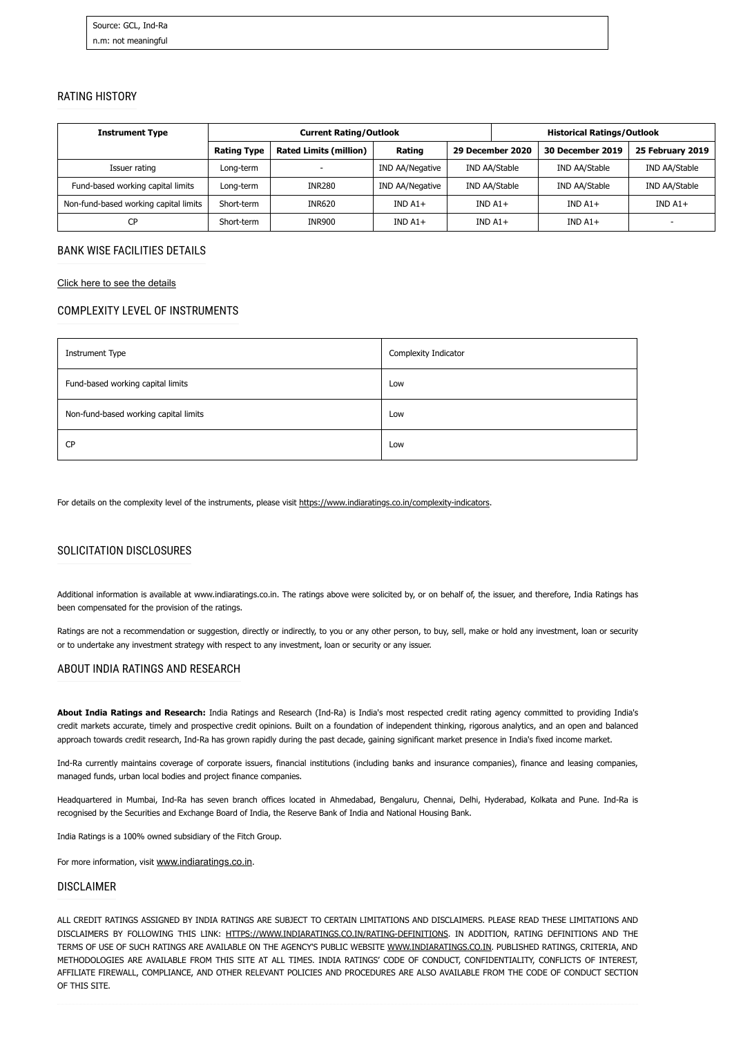Source: GCL, Ind-Ra
n.m: not meaningful

## RATING HISTORY

| Instrument Type | Current Rating/Outlook | | | Historical Ratings/Outlook | | |
|---|---|---|---|---|---|---|
| | Rating Type | Rated Limits (million) | Rating | 29 December 2020 | 30 December 2019 | 25 February 2019 |
| Issuer rating | Long-term | - | IND AA/Negative | IND AA/Stable | IND AA/Stable | IND AA/Stable |
| Fund-based working capital limits | Long-term | INR280 | IND AA/Negative | IND AA/Stable | IND AA/Stable | IND AA/Stable |
| Non-fund-based working capital limits | Short-term | INR620 | IND A1+ | IND A1+ | IND A1+ | IND A1+ |
| CP | Short-term | INR900 | IND A1+ | IND A1+ | IND A1+ | - |

## BANK WISE FACILITIES DETAILS

Click here to see the details

## COMPLEXITY LEVEL OF INSTRUMENTS

| Instrument Type | Complexity Indicator |
|---|---|
| Fund-based working capital limits | Low |
| Non-fund-based working capital limits | Low |
| CP | Low |

For details on the complexity level of the instruments, please visit https://www.indiaratings.co.in/complexity-indicators.

## SOLICITATION DISCLOSURES

Additional information is available at www.indiaratings.co.in. The ratings above were solicited by, or on behalf of, the issuer, and therefore, India Ratings has been compensated for the provision of the ratings.

Ratings are not a recommendation or suggestion, directly or indirectly, to you or any other person, to buy, sell, make or hold any investment, loan or security or to undertake any investment strategy with respect to any investment, loan or security or any issuer.

## ABOUT INDIA RATINGS AND RESEARCH

**About India Ratings and Research:** India Ratings and Research (Ind-Ra) is India's most respected credit rating agency committed to providing India's credit markets accurate, timely and prospective credit opinions. Built on a foundation of independent thinking, rigorous analytics, and an open and balanced approach towards credit research, Ind-Ra has grown rapidly during the past decade, gaining significant market presence in India's fixed income market.

Ind-Ra currently maintains coverage of corporate issuers, financial institutions (including banks and insurance companies), finance and leasing companies, managed funds, urban local bodies and project finance companies.

Headquartered in Mumbai, Ind-Ra has seven branch offices located in Ahmedabad, Bengaluru, Chennai, Delhi, Hyderabad, Kolkata and Pune. Ind-Ra is recognised by the Securities and Exchange Board of India, the Reserve Bank of India and National Housing Bank.

India Ratings is a 100% owned subsidiary of the Fitch Group.

For more information, visit www.indiaratings.co.in.

## DISCLAIMER

ALL CREDIT RATINGS ASSIGNED BY INDIA RATINGS ARE SUBJECT TO CERTAIN LIMITATIONS AND DISCLAIMERS. PLEASE READ THESE LIMITATIONS AND DISCLAIMERS BY FOLLOWING THIS LINK: HTTPS://WWW.INDIARATINGS.CO.IN/RATING-DEFINITIONS. IN ADDITION, RATING DEFINITIONS AND THE TERMS OF USE OF SUCH RATINGS ARE AVAILABLE ON THE AGENCY'S PUBLIC WEBSITE WWW.INDIARATINGS.CO.IN. PUBLISHED RATINGS, CRITERIA, AND METHODOLOGIES ARE AVAILABLE FROM THIS SITE AT ALL TIMES. INDIA RATINGS' CODE OF CONDUCT, CONFIDENTIALITY, CONFLICTS OF INTEREST, AFFILIATE FIREWALL, COMPLIANCE, AND OTHER RELEVANT POLICIES AND PROCEDURES ARE ALSO AVAILABLE FROM THE CODE OF CONDUCT SECTION OF THIS SITE.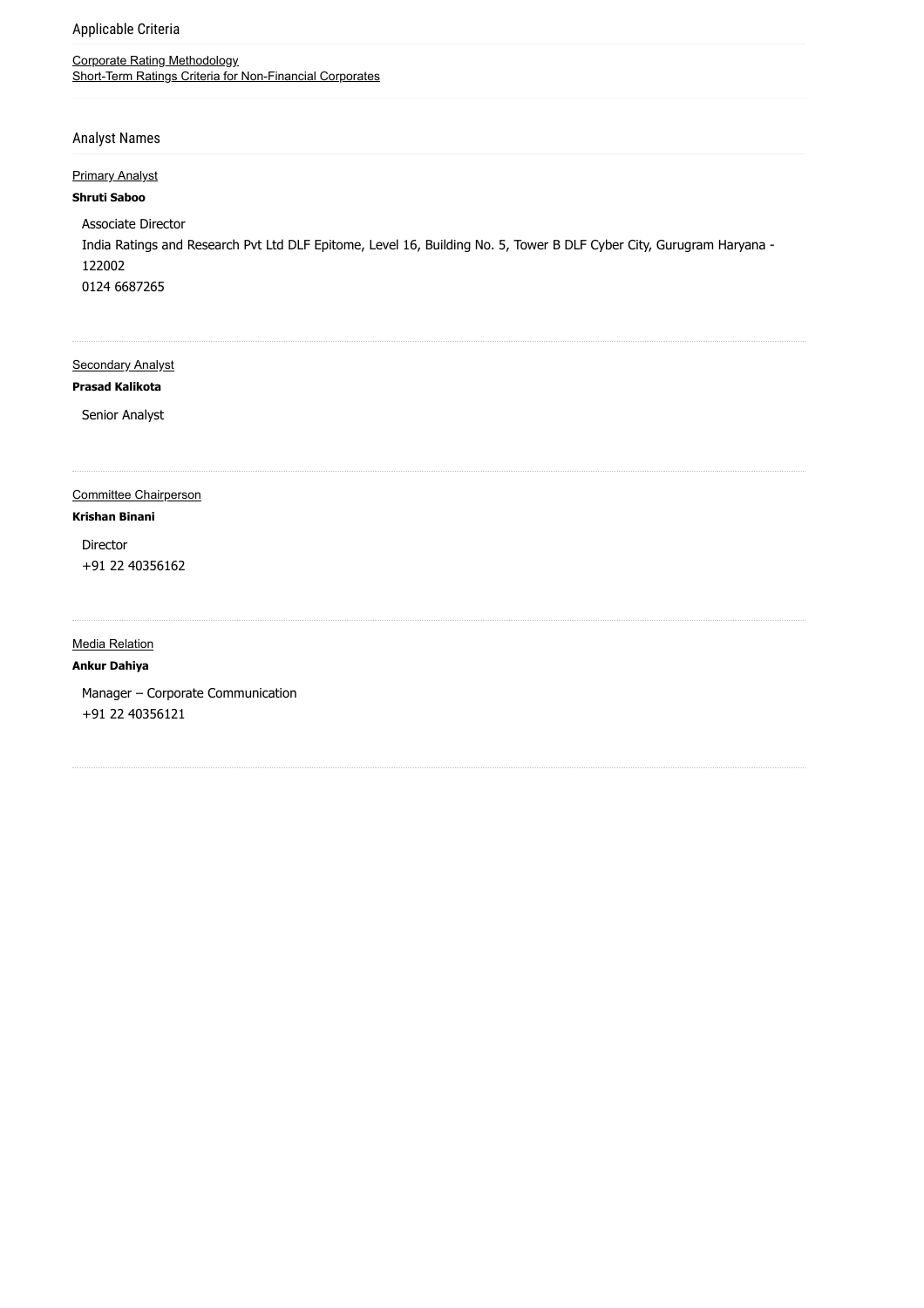## Applicable Criteria

Corporate Rating Methodology
Short-Term Ratings Criteria for Non-Financial Corporates

## Analyst Names

Primary Analyst

**Shruti Saboo**

Associate Director
India Ratings and Research Pvt Ltd DLF Epitome, Level 16, Building No. 5, Tower B DLF Cyber City, Gurugram Haryana - 122002
0124 6687265

Secondary Analyst

**Prasad Kalikota**

Senior Analyst

Committee Chairperson

**Krishan Binani**

Director
+91 22 40356162

Media Relation

**Ankur Dahiya**

Manager – Corporate Communication
+91 22 40356121